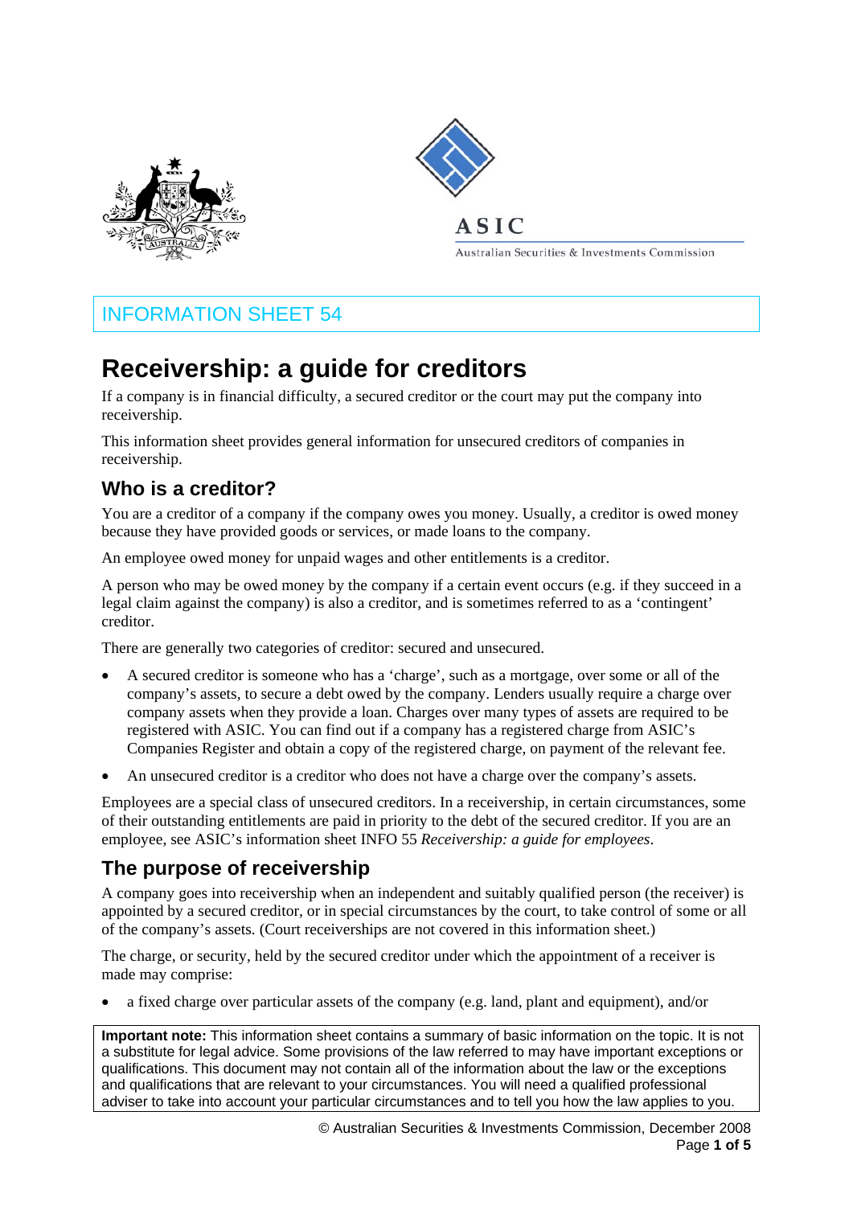ASIC

Australian Securities & Investments Commission

INFORMATION SHEET 54

# Receivership: a guide for creditors

If a company is in financial difficulty, a secured creditor or the court may put the company into receivership.

This information sheet provides general information for unsecured creditors of companies in receivership.

## Who is a creditor?

You are a creditor of a company if the company owes you money. Usually, a creditor is owed money because they have provided goods or services, or made loans to the company.

An employee owed money for unpaid wages and other entitlements is a creditor.

A person who may be owed money by the company if a certain event occurs (e.g. if they succeed in a legal claim against the company) is also a creditor, and is sometimes referred to as a 'contingent' creditor.

There are generally two categories of creditor: secured and unsecured.

- A secured creditor is someone who has a 'charge', such as a mortgage, over some or all of the company's assets, to secure a debt owed by the company. Lenders usually require a charge over company assets when they provide a loan. Charges over many types of assets are required to be registered with ASIC. You can find out if a company has a registered charge from ASIC's Companies Register and obtain a copy of the registered charge, on payment of the relevant fee.
- An unsecured creditor is a creditor who does not have a charge over the company's assets.

Employees are a special class of unsecured creditors. In a receivership, in certain circumstances, some of their outstanding entitlements are paid in priority to the debt of the secured creditor. If you are an employee, see ASIC's information sheet INFO 55 *Receivership: a guide for employees*.

## The purpose of receivership

A company goes into receivership when an independent and suitably qualified person (the receiver) is appointed by a secured creditor, or in special circumstances by the court, to take control of some or all of the company's assets. (Court receiverships are not covered in this information sheet.)

The charge, or security, held by the secured creditor under which the appointment of a receiver is made may comprise:

- a fixed charge over particular assets of the company (e.g. land, plant and equipment), and/or

**Important note:** This information sheet contains a summary of basic information on the topic. It is not a substitute for legal advice. Some provisions of the law referred to may have important exceptions or qualifications. This document may not contain all of the information about the law or the exceptions and qualifications that are relevant to your circumstances. You will need a qualified professional adviser to take into account your particular circumstances and to tell you how the law applies to you.

© Australian Securities & Investments Commission, December 2008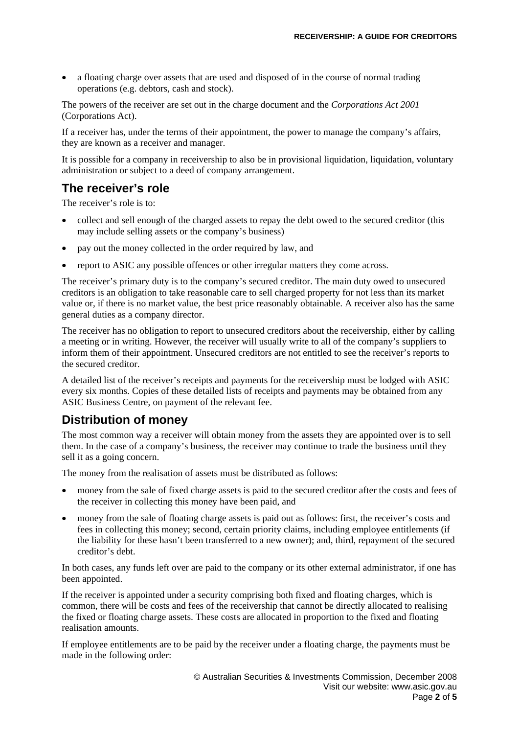- a floating charge over assets that are used and disposed of in the course of normal trading operations (e.g. debtors, cash and stock).

The powers of the receiver are set out in the charge document and the *Corporations Act 2001* (Corporations Act).

If a receiver has, under the terms of their appointment, the power to manage the company's affairs, they are known as a receiver and manager.

It is possible for a company in receivership to also be in provisional liquidation, liquidation, voluntary administration or subject to a deed of company arrangement.

## The receiver's role

The receiver's role is to:

- collect and sell enough of the charged assets to repay the debt owed to the secured creditor (this may include selling assets or the company's business)
- pay out the money collected in the order required by law, and
- report to ASIC any possible offences or other irregular matters they come across.

The receiver's primary duty is to the company's secured creditor. The main duty owed to unsecured creditors is an obligation to take reasonable care to sell charged property for not less than its market value or, if there is no market value, the best price reasonably obtainable. A receiver also has the same general duties as a company director.

The receiver has no obligation to report to unsecured creditors about the receivership, either by calling a meeting or in writing. However, the receiver will usually write to all of the company's suppliers to inform them of their appointment. Unsecured creditors are not entitled to see the receiver's reports to the secured creditor.

A detailed list of the receiver's receipts and payments for the receivership must be lodged with ASIC every six months. Copies of these detailed lists of receipts and payments may be obtained from any ASIC Business Centre, on payment of the relevant fee.

## Distribution of money

The most common way a receiver will obtain money from the assets they are appointed over is to sell them. In the case of a company's business, the receiver may continue to trade the business until they sell it as a going concern.

The money from the realisation of assets must be distributed as follows:

- money from the sale of fixed charge assets is paid to the secured creditor after the costs and fees of the receiver in collecting this money have been paid, and
- money from the sale of floating charge assets is paid out as follows: first, the receiver's costs and fees in collecting this money; second, certain priority claims, including employee entitlements (if the liability for these hasn't been transferred to a new owner); and, third, repayment of the secured creditor's debt.

In both cases, any funds left over are paid to the company or its other external administrator, if one has been appointed.

If the receiver is appointed under a security comprising both fixed and floating charges, which is common, there will be costs and fees of the receivership that cannot be directly allocated to realising the fixed or floating charge assets. These costs are allocated in proportion to the fixed and floating realisation amounts.

If employee entitlements are to be paid by the receiver under a floating charge, the payments must be made in the following order: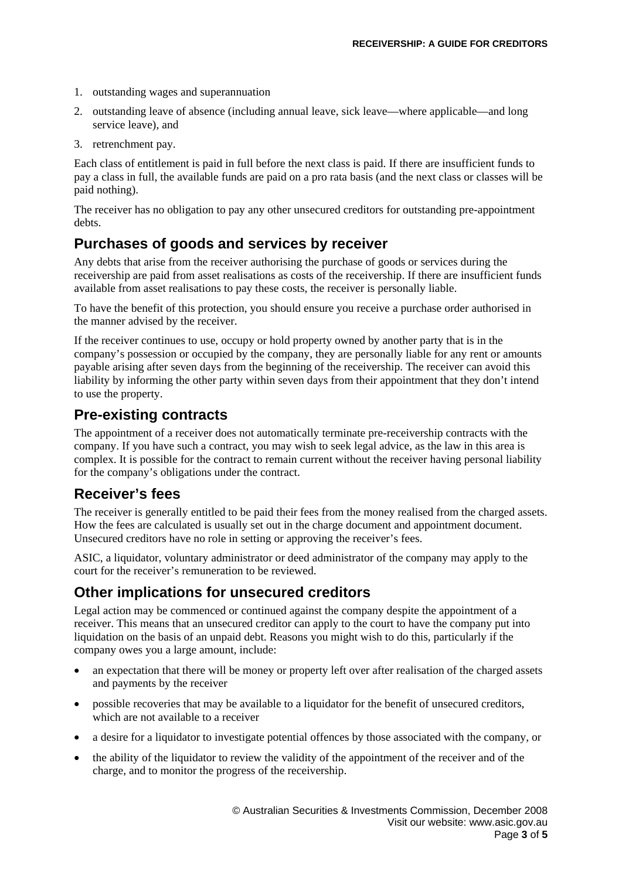1. outstanding wages and superannuation
2. outstanding leave of absence (including annual leave, sick leave—where applicable—and long service leave), and
3. retrenchment pay.

Each class of entitlement is paid in full before the next class is paid. If there are insufficient funds to pay a class in full, the available funds are paid on a pro rata basis (and the next class or classes will be paid nothing).

The receiver has no obligation to pay any other unsecured creditors for outstanding pre-appointment debts.

## Purchases of goods and services by receiver

Any debts that arise from the receiver authorising the purchase of goods or services during the receivership are paid from asset realisations as costs of the receivership. If there are insufficient funds available from asset realisations to pay these costs, the receiver is personally liable.

To have the benefit of this protection, you should ensure you receive a purchase order authorised in the manner advised by the receiver.

If the receiver continues to use, occupy or hold property owned by another party that is in the company's possession or occupied by the company, they are personally liable for any rent or amounts payable arising after seven days from the beginning of the receivership. The receiver can avoid this liability by informing the other party within seven days from their appointment that they don't intend to use the property.

## Pre-existing contracts

The appointment of a receiver does not automatically terminate pre-receivership contracts with the company. If you have such a contract, you may wish to seek legal advice, as the law in this area is complex. It is possible for the contract to remain current without the receiver having personal liability for the company's obligations under the contract.

## Receiver's fees

The receiver is generally entitled to be paid their fees from the money realised from the charged assets. How the fees are calculated is usually set out in the charge document and appointment document. Unsecured creditors have no role in setting or approving the receiver's fees.

ASIC, a liquidator, voluntary administrator or deed administrator of the company may apply to the court for the receiver's remuneration to be reviewed.

## Other implications for unsecured creditors

Legal action may be commenced or continued against the company despite the appointment of a receiver. This means that an unsecured creditor can apply to the court to have the company put into liquidation on the basis of an unpaid debt. Reasons you might wish to do this, particularly if the company owes you a large amount, include:

- an expectation that there will be money or property left over after realisation of the charged assets and payments by the receiver
- possible recoveries that may be available to a liquidator for the benefit of unsecured creditors, which are not available to a receiver
- a desire for a liquidator to investigate potential offences by those associated with the company, or
- the ability of the liquidator to review the validity of the appointment of the receiver and of the charge, and to monitor the progress of the receivership.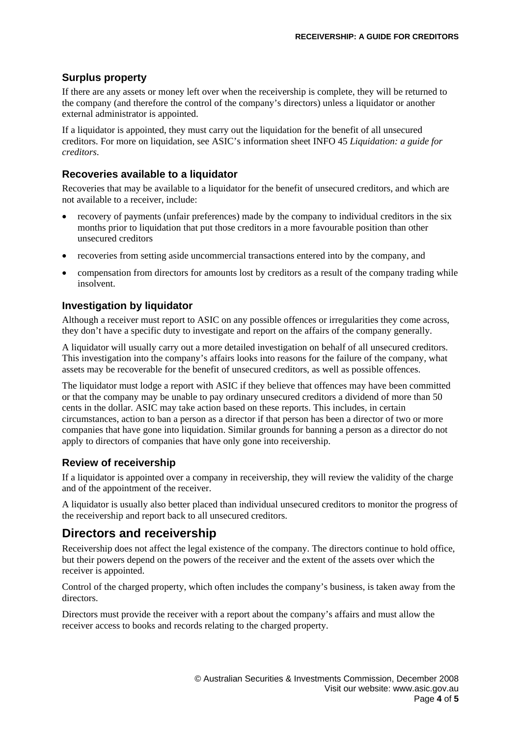### Surplus property

If there are any assets or money left over when the receivership is complete, they will be returned to the company (and therefore the control of the company's directors) unless a liquidator or another external administrator is appointed.

If a liquidator is appointed, they must carry out the liquidation for the benefit of all unsecured creditors. For more on liquidation, see ASIC's information sheet INFO 45 *Liquidation: a guide for creditors*.

### Recoveries available to a liquidator

Recoveries that may be available to a liquidator for the benefit of unsecured creditors, and which are not available to a receiver, include:

- recovery of payments (unfair preferences) made by the company to individual creditors in the six months prior to liquidation that put those creditors in a more favourable position than other unsecured creditors
- recoveries from setting aside uncommercial transactions entered into by the company, and
- compensation from directors for amounts lost by creditors as a result of the company trading while insolvent.

### Investigation by liquidator

Although a receiver must report to ASIC on any possible offences or irregularities they come across, they don't have a specific duty to investigate and report on the affairs of the company generally.

A liquidator will usually carry out a more detailed investigation on behalf of all unsecured creditors. This investigation into the company's affairs looks into reasons for the failure of the company, what assets may be recoverable for the benefit of unsecured creditors, as well as possible offences.

The liquidator must lodge a report with ASIC if they believe that offences may have been committed or that the company may be unable to pay ordinary unsecured creditors a dividend of more than 50 cents in the dollar. ASIC may take action based on these reports. This includes, in certain circumstances, action to ban a person as a director if that person has been a director of two or more companies that have gone into liquidation. Similar grounds for banning a person as a director do not apply to directors of companies that have only gone into receivership.

### Review of receivership

If a liquidator is appointed over a company in receivership, they will review the validity of the charge and of the appointment of the receiver.

A liquidator is usually also better placed than individual unsecured creditors to monitor the progress of the receivership and report back to all unsecured creditors.

## Directors and receivership

Receivership does not affect the legal existence of the company. The directors continue to hold office, but their powers depend on the powers of the receiver and the extent of the assets over which the receiver is appointed.

Control of the charged property, which often includes the company's business, is taken away from the directors.

Directors must provide the receiver with a report about the company's affairs and must allow the receiver access to books and records relating to the charged property.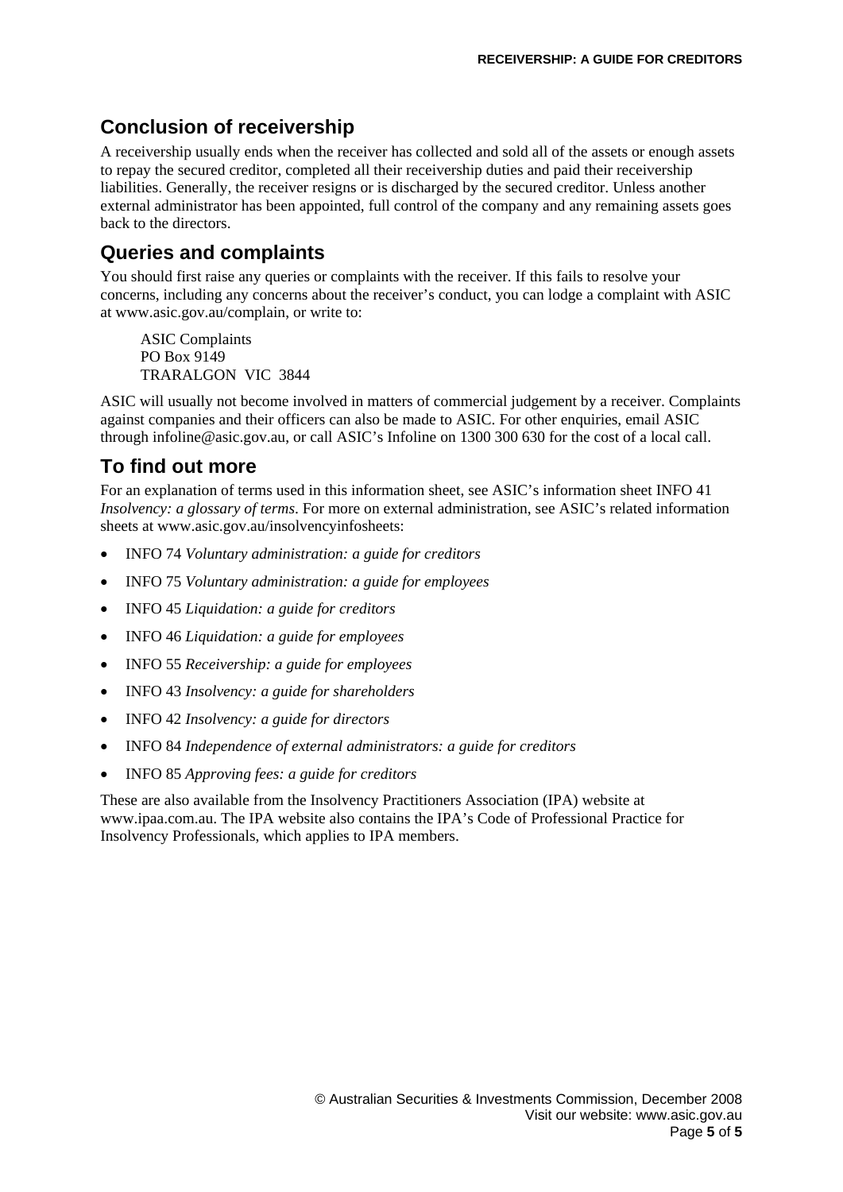## Conclusion of receivership

A receivership usually ends when the receiver has collected and sold all of the assets or enough assets to repay the secured creditor, completed all their receivership duties and paid their receivership liabilities. Generally, the receiver resigns or is discharged by the secured creditor. Unless another external administrator has been appointed, full control of the company and any remaining assets goes back to the directors.

## Queries and complaints

You should first raise any queries or complaints with the receiver. If this fails to resolve your concerns, including any concerns about the receiver's conduct, you can lodge a complaint with ASIC at www.asic.gov.au/complain, or write to:

ASIC Complaints
PO Box 9149
TRARALGON VIC 3844

ASIC will usually not become involved in matters of commercial judgement by a receiver. Complaints against companies and their officers can also be made to ASIC. For other enquiries, email ASIC through infoline@asic.gov.au, or call ASIC's Infoline on 1300 300 630 for the cost of a local call.

## To find out more

For an explanation of terms used in this information sheet, see ASIC's information sheet INFO 41 *Insolvency: a glossary of terms*. For more on external administration, see ASIC's related information sheets at www.asic.gov.au/insolvencyinfosheets:

- INFO 74 *Voluntary administration: a guide for creditors*
- INFO 75 *Voluntary administration: a guide for employees*
- INFO 45 *Liquidation: a guide for creditors*
- INFO 46 *Liquidation: a guide for employees*
- INFO 55 *Receivership: a guide for employees*
- INFO 43 *Insolvency: a guide for shareholders*
- INFO 42 *Insolvency: a guide for directors*
- INFO 84 *Independence of external administrators: a guide for creditors*
- INFO 85 *Approving fees: a guide for creditors*

These are also available from the Insolvency Practitioners Association (IPA) website at www.ipaa.com.au. The IPA website also contains the IPA's Code of Professional Practice for Insolvency Professionals, which applies to IPA members.

© Australian Securities & Investments Commission, December 2008
Visit our website: www.asic.gov.au